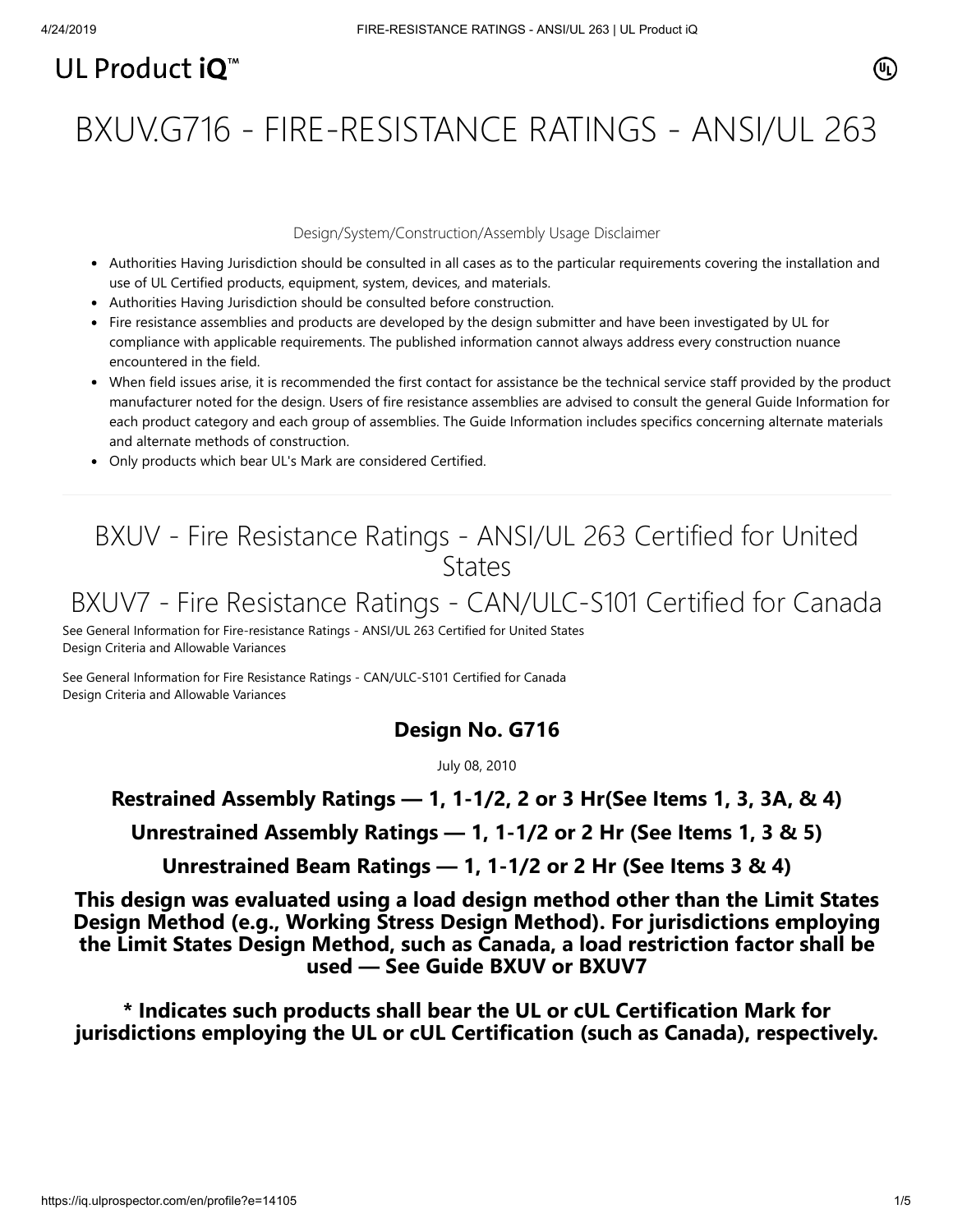UL Product iQ™

# BXUV.G716 - FIRE-RESISTANCE RATINGS - ANSI/UL 263

Design/System/Construction/Assembly Usage Disclaimer

- Authorities Having Jurisdiction should be consulted in all cases as to the particular requirements covering the installation and use of UL Certified products, equipment, system, devices, and materials.
- Authorities Having Jurisdiction should be consulted before construction.
- Fire resistance assemblies and products are developed by the design submitter and have been investigated by UL for compliance with applicable requirements. The published information cannot always address every construction nuance encountered in the field.
- When field issues arise, it is recommended the first contact for assistance be the technical service staff provided by the product manufacturer noted for the design. Users of fire resistance assemblies are advised to consult the general Guide Information for each product category and each group of assemblies. The Guide Information includes specifics concerning alternate materials and alternate methods of construction.
- Only products which bear UL's Mark are considered Certified.

## BXUV - Fire Resistance Ratings - ANSI/UL 263 Certified for United States

## BXUV7 - Fire Resistance Ratings - CAN/ULC-S101 Certified for Canada

See General Information for Fire-resistance Ratings - ANSI/UL 263 Certified for United States
Design Criteria and Allowable Variances

See General Information for Fire Resistance Ratings - CAN/ULC-S101 Certified for Canada
Design Criteria and Allowable Variances

### Design No. G716

July 08, 2010

**Restrained Assembly Ratings — 1, 1-1/2, 2 or 3 Hr(See Items 1, 3, 3A, & 4)**

**Unrestrained Assembly Ratings — 1, 1-1/2 or 2 Hr (See Items 1, 3 & 5)**

**Unrestrained Beam Ratings — 1, 1-1/2 or 2 Hr (See Items 3 & 4)**

**This design was evaluated using a load design method other than the Limit States Design Method (e.g., Working Stress Design Method). For jurisdictions employing the Limit States Design Method, such as Canada, a load restriction factor shall be used — See Guide BXUV or BXUV7**

**\* Indicates such products shall bear the UL or cUL Certification Mark for jurisdictions employing the UL or cUL Certification (such as Canada), respectively.**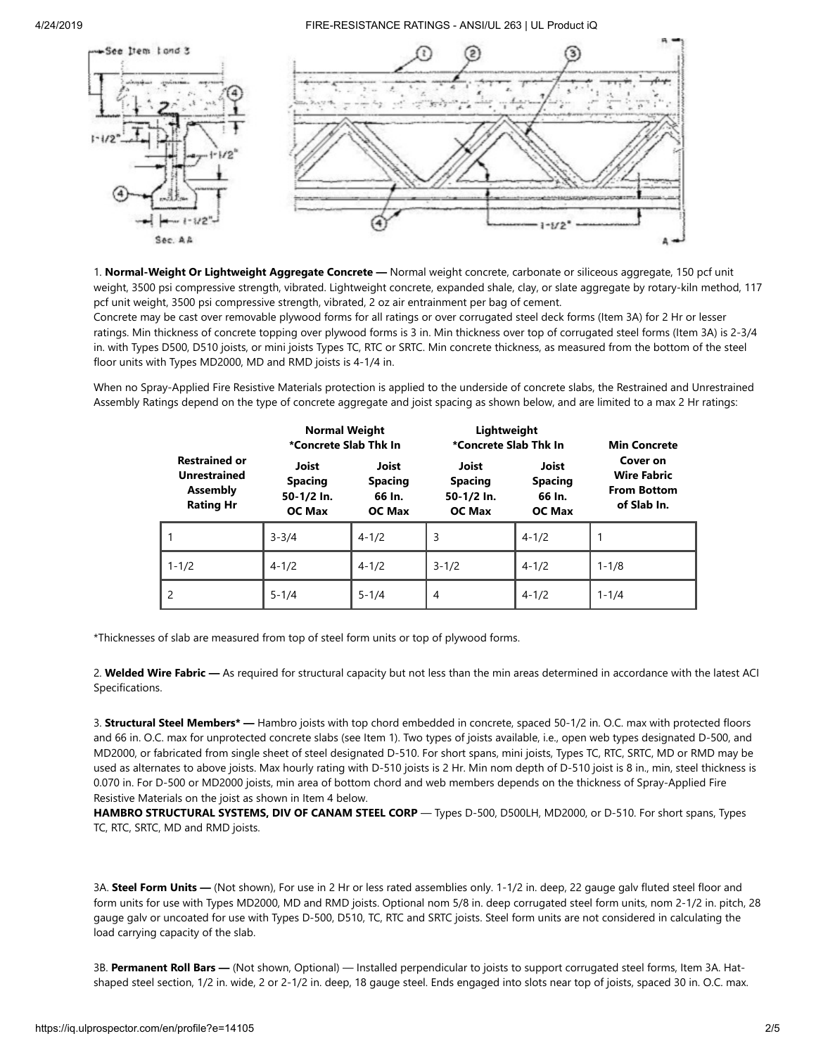1. **Normal-Weight Or Lightweight Aggregate Concrete —** Normal weight concrete, carbonate or siliceous aggregate, 150 pcf unit weight, 3500 psi compressive strength, vibrated. Lightweight concrete, expanded shale, clay, or slate aggregate by rotary-kiln method, 117 pcf unit weight, 3500 psi compressive strength, vibrated, 2 oz air entrainment per bag of cement.
Concrete may be cast over removable plywood forms for all ratings or over corrugated steel deck forms (Item 3A) for 2 Hr or lesser ratings. Min thickness of concrete topping over plywood forms is 3 in. Min thickness over top of corrugated steel forms (Item 3A) is 2-3/4 in. with Types D500, D510 joists, or mini joists Types TC, RTC or SRTC. Min concrete thickness, as measured from the bottom of the steel floor units with Types MD2000, MD and RMD joists is 4-1/4 in.

When no Spray-Applied Fire Resistive Materials protection is applied to the underside of concrete slabs, the Restrained and Unrestrained Assembly Ratings depend on the type of concrete aggregate and joist spacing as shown below, and are limited to a max 2 Hr ratings:

| Restrained or Unrestrained Assembly Rating Hr | Normal Weight *Concrete Slab Thk In | | Lightweight *Concrete Slab Thk In | | Min Concrete Cover on Wire Fabric From Bottom of Slab In. |
|---|---|---|---|---|---|
| | Joist Spacing 50-1/2 In. OC Max | Joist Spacing 66 In. OC Max | Joist Spacing 50-1/2 In. OC Max | Joist Spacing 66 In. OC Max | |
| 1 | 3-3/4 | 4-1/2 | 3 | 4-1/2 | 1 |
| 1-1/2 | 4-1/2 | 4-1/2 | 3-1/2 | 4-1/2 | 1-1/8 |
| 2 | 5-1/4 | 5-1/4 | 4 | 4-1/2 | 1-1/4 |

*Thicknesses of slab are measured from top of steel form units or top of plywood forms.

2. **Welded Wire Fabric —** As required for structural capacity but not less than the min areas determined in accordance with the latest ACI Specifications.

3. **Structural Steel Members* —** Hambro joists with top chord embedded in concrete, spaced 50-1/2 in. O.C. max with protected floors and 66 in. O.C. max for unprotected concrete slabs (see Item 1). Two types of joists available, i.e., open web types designated D-500, and MD2000, or fabricated from single sheet of steel designated D-510. For short spans, mini joists, Types TC, RTC, SRTC, MD or RMD may be used as alternates to above joists. Max hourly rating with D-510 joists is 2 Hr. Min nom depth of D-510 joist is 8 in., min, steel thickness is 0.070 in. For D-500 or MD2000 joists, min area of bottom chord and web members depends on the thickness of Spray-Applied Fire Resistive Materials on the joist as shown in Item 4 below.
**HAMBRO STRUCTURAL SYSTEMS, DIV OF CANAM STEEL CORP** — Types D-500, D500LH, MD2000, or D-510. For short spans, Types TC, RTC, SRTC, MD and RMD joists.

3A. **Steel Form Units —** (Not shown), For use in 2 Hr or less rated assemblies only. 1-1/2 in. deep, 22 gauge galv fluted steel floor and form units for use with Types MD2000, MD and RMD joists. Optional nom 5/8 in. deep corrugated steel form units, nom 2-1/2 in. pitch, 28 gauge galv or uncoated for use with Types D-500, D510, TC, RTC and SRTC joists. Steel form units are not considered in calculating the load carrying capacity of the slab.

3B. **Permanent Roll Bars —** (Not shown, Optional) — Installed perpendicular to joists to support corrugated steel forms, Item 3A. Hat-shaped steel section, 1/2 in. wide, 2 or 2-1/2 in. deep, 18 gauge steel. Ends engaged into slots near top of joists, spaced 30 in. O.C. max.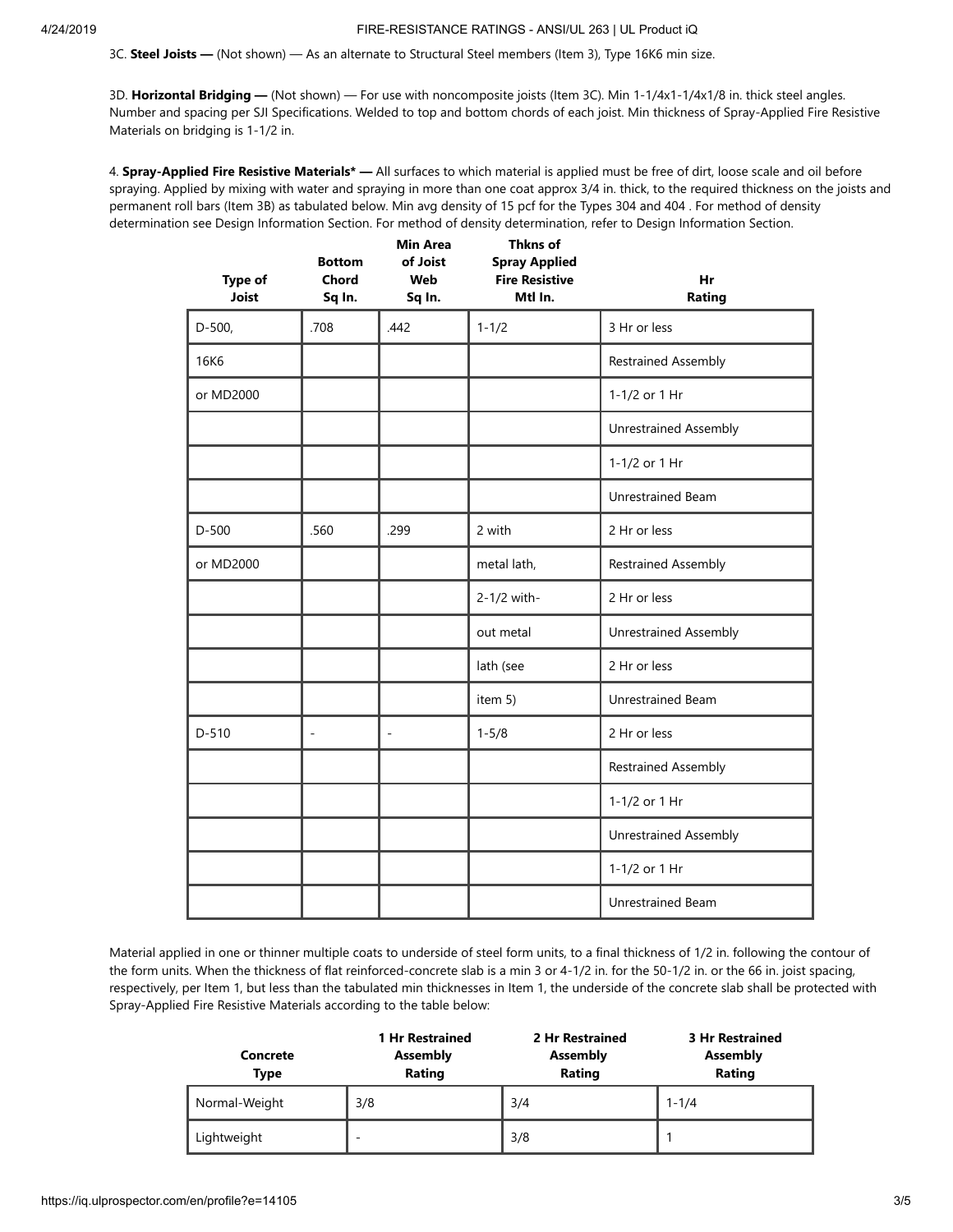3C. **Steel Joists —** (Not shown) — As an alternate to Structural Steel members (Item 3), Type 16K6 min size.

3D. **Horizontal Bridging —** (Not shown) — For use with noncomposite joists (Item 3C). Min 1-1/4x1-1/4x1/8 in. thick steel angles. Number and spacing per SJI Specifications. Welded to top and bottom chords of each joist. Min thickness of Spray-Applied Fire Resistive Materials on bridging is 1-1/2 in.

4. **Spray-Applied Fire Resistive Materials* —** All surfaces to which material is applied must be free of dirt, loose scale and oil before spraying. Applied by mixing with water and spraying in more than one coat approx 3/4 in. thick, to the required thickness on the joists and permanent roll bars (Item 3B) as tabulated below. Min avg density of 15 pcf for the Types 304 and 404 . For method of density determination see Design Information Section. For method of density determination, refer to Design Information Section.

| Type of Joist | Bottom Chord Sq In. | Min Area of Joist Web Sq In. | Thkns of Spray Applied Fire Resistive Mtl In. | Hr Rating |
|---|---|---|---|---|
| D-500, | .708 | .442 | 1-1/2 | 3 Hr or less |
| 16K6 | | | | Restrained Assembly |
| or MD2000 | | | | 1-1/2 or 1 Hr |
| | | | | Unrestrained Assembly |
| | | | | 1-1/2 or 1 Hr |
| | | | | Unrestrained Beam |
| D-500 | .560 | .299 | 2 with | 2 Hr or less |
| or MD2000 | | | metal lath, | Restrained Assembly |
| | | | 2-1/2 with- | 2 Hr or less |
| | | | out metal | Unrestrained Assembly |
| | | | lath (see | 2 Hr or less |
| | | | item 5) | Unrestrained Beam |
| D-510 | - | - | 1-5/8 | 2 Hr or less |
| | | | | Restrained Assembly |
| | | | | 1-1/2 or 1 Hr |
| | | | | Unrestrained Assembly |
| | | | | 1-1/2 or 1 Hr |
| | | | | Unrestrained Beam |

Material applied in one or thinner multiple coats to underside of steel form units, to a final thickness of 1/2 in. following the contour of the form units. When the thickness of flat reinforced-concrete slab is a min 3 or 4-1/2 in. for the 50-1/2 in. or the 66 in. joist spacing, respectively, per Item 1, but less than the tabulated min thicknesses in Item 1, the underside of the concrete slab shall be protected with Spray-Applied Fire Resistive Materials according to the table below:

| Concrete Type | 1 Hr Restrained Assembly Rating | 2 Hr Restrained Assembly Rating | 3 Hr Restrained Assembly Rating |
|---|---|---|---|
| Normal-Weight | 3/8 | 3/4 | 1-1/4 |
| Lightweight | - | 3/8 | 1 |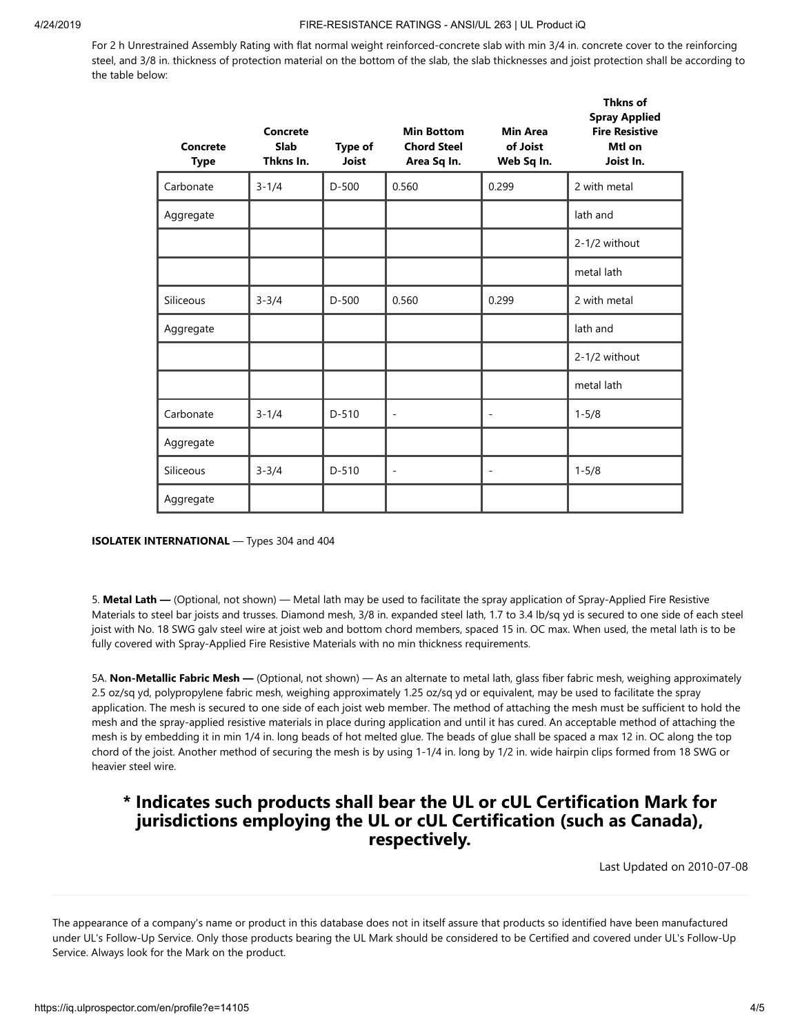For 2 h Unrestrained Assembly Rating with flat normal weight reinforced-concrete slab with min 3/4 in. concrete cover to the reinforcing steel, and 3/8 in. thickness of protection material on the bottom of the slab, the slab thicknesses and joist protection shall be according to the table below:

| Concrete Type | Concrete Slab Thkns In. | Type of Joist | Min Bottom Chord Steel Area Sq In. | Min Area of Joist Web Sq In. | Thkns of Spray Applied Fire Resistive Mtl on Joist In. |
|---|---|---|---|---|---|
| Carbonate | 3-1/4 | D-500 | 0.560 | 0.299 | 2 with metal |
| Aggregate | | | | | lath and |
| | | | | | 2-1/2 without |
| | | | | | metal lath |
| Siliceous | 3-3/4 | D-500 | 0.560 | 0.299 | 2 with metal |
| Aggregate | | | | | lath and |
| | | | | | 2-1/2 without |
| | | | | | metal lath |
| Carbonate | 3-1/4 | D-510 | - | - | 1-5/8 |
| Aggregate | | | | | |
| Siliceous | 3-3/4 | D-510 | - | - | 1-5/8 |
| Aggregate | | | | | |

**ISOLATEK INTERNATIONAL** — Types 304 and 404

5. **Metal Lath —** (Optional, not shown) — Metal lath may be used to facilitate the spray application of Spray-Applied Fire Resistive Materials to steel bar joists and trusses. Diamond mesh, 3/8 in. expanded steel lath, 1.7 to 3.4 lb/sq yd is secured to one side of each steel joist with No. 18 SWG galv steel wire at joist web and bottom chord members, spaced 15 in. OC max. When used, the metal lath is to be fully covered with Spray-Applied Fire Resistive Materials with no min thickness requirements.

5A. **Non-Metallic Fabric Mesh —** (Optional, not shown) — As an alternate to metal lath, glass fiber fabric mesh, weighing approximately 2.5 oz/sq yd, polypropylene fabric mesh, weighing approximately 1.25 oz/sq yd or equivalent, may be used to facilitate the spray application. The mesh is secured to one side of each joist web member. The method of attaching the mesh must be sufficient to hold the mesh and the spray-applied resistive materials in place during application and until it has cured. An acceptable method of attaching the mesh is by embedding it in min 1/4 in. long beads of hot melted glue. The beads of glue shall be spaced a max 12 in. OC along the top chord of the joist. Another method of securing the mesh is by using 1-1/4 in. long by 1/2 in. wide hairpin clips formed from 18 SWG or heavier steel wire.

## * Indicates such products shall bear the UL or cUL Certification Mark for jurisdictions employing the UL or cUL Certification (such as Canada), respectively.

Last Updated on 2010-07-08

The appearance of a company's name or product in this database does not in itself assure that products so identified have been manufactured under UL's Follow-Up Service. Only those products bearing the UL Mark should be considered to be Certified and covered under UL's Follow-Up Service. Always look for the Mark on the product.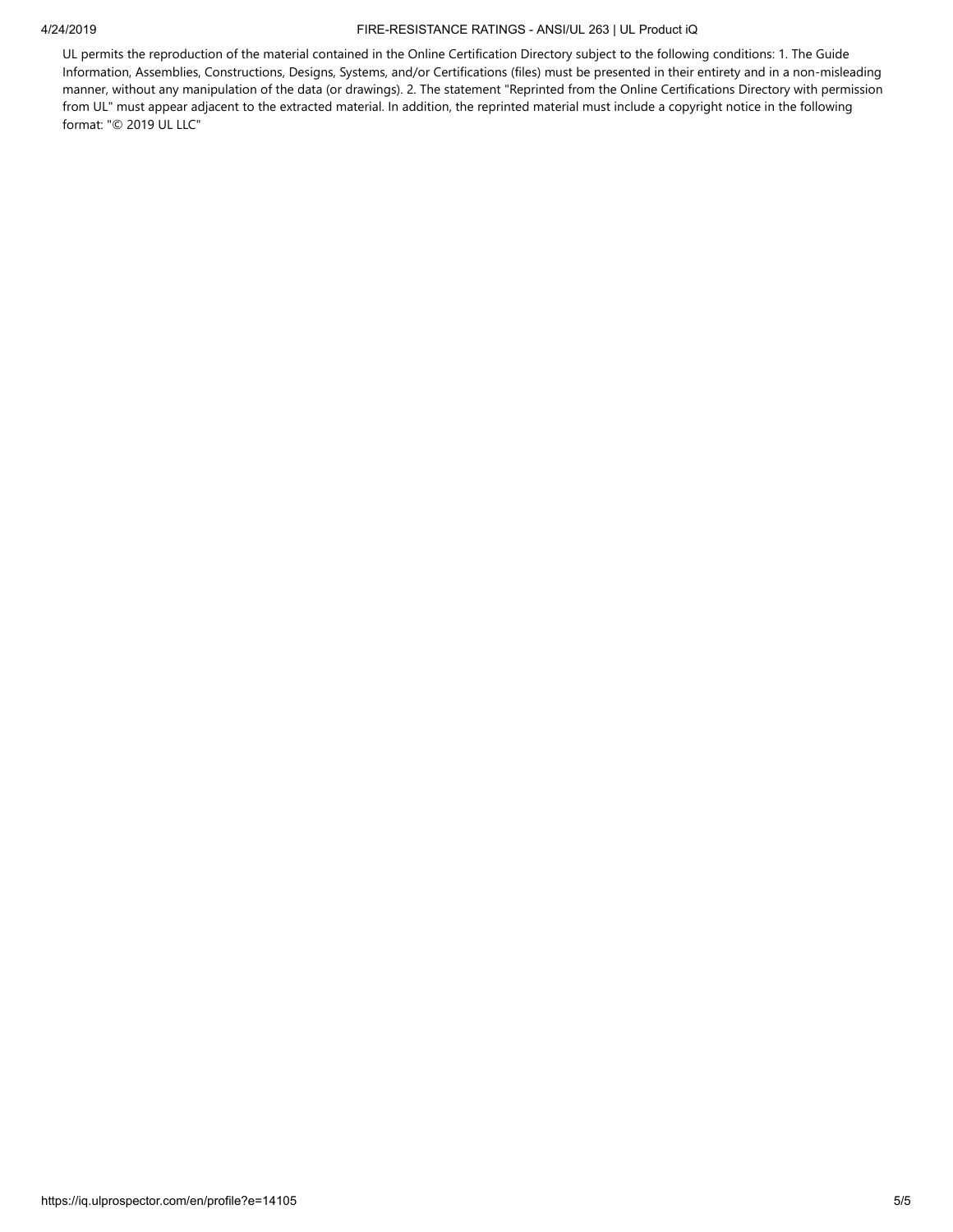UL permits the reproduction of the material contained in the Online Certification Directory subject to the following conditions: 1. The Guide Information, Assemblies, Constructions, Designs, Systems, and/or Certifications (files) must be presented in their entirety and in a non-misleading manner, without any manipulation of the data (or drawings). 2. The statement "Reprinted from the Online Certifications Directory with permission from UL" must appear adjacent to the extracted material. In addition, the reprinted material must include a copyright notice in the following format: "© 2019 UL LLC"